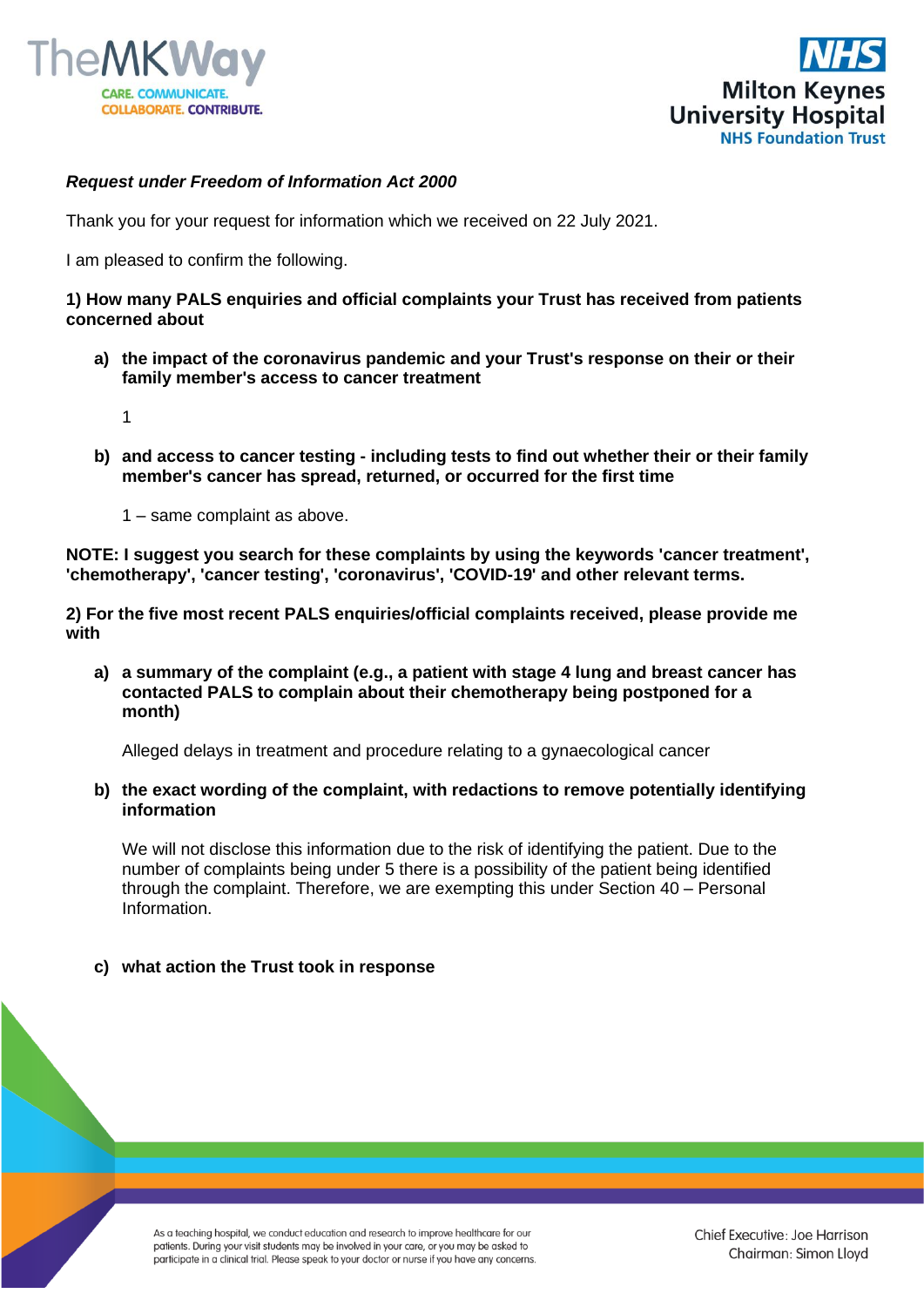***Request under Freedom of Information Act 2000***

Thank you for your request for information which we received on 22 July 2021.

I am pleased to confirm the following.

**1) How many PALS enquiries and official complaints your Trust has received from patients concerned about**

a) **the impact of the coronavirus pandemic and your Trust's response on their or their family member's access to cancer treatment**

   1

b) **and access to cancer testing - including tests to find out whether their or their family member's cancer has spread, returned, or occurred for the first time**

   1 – same complaint as above.

**NOTE: I suggest you search for these complaints by using the keywords 'cancer treatment', 'chemotherapy', 'cancer testing', 'coronavirus', 'COVID-19' and other relevant terms.**

**2) For the five most recent PALS enquiries/official complaints received, please provide me with**

a) **a summary of the complaint (e.g., a patient with stage 4 lung and breast cancer has contacted PALS to complain about their chemotherapy being postponed for a month)**

   Alleged delays in treatment and procedure relating to a gynaecological cancer

b) **the exact wording of the complaint, with redactions to remove potentially identifying information**

   We will not disclose this information due to the risk of identifying the patient. Due to the number of complaints being under 5 there is a possibility of the patient being identified through the complaint. Therefore, we are exempting this under Section 40 – Personal Information.

c) **what action the Trust took in response**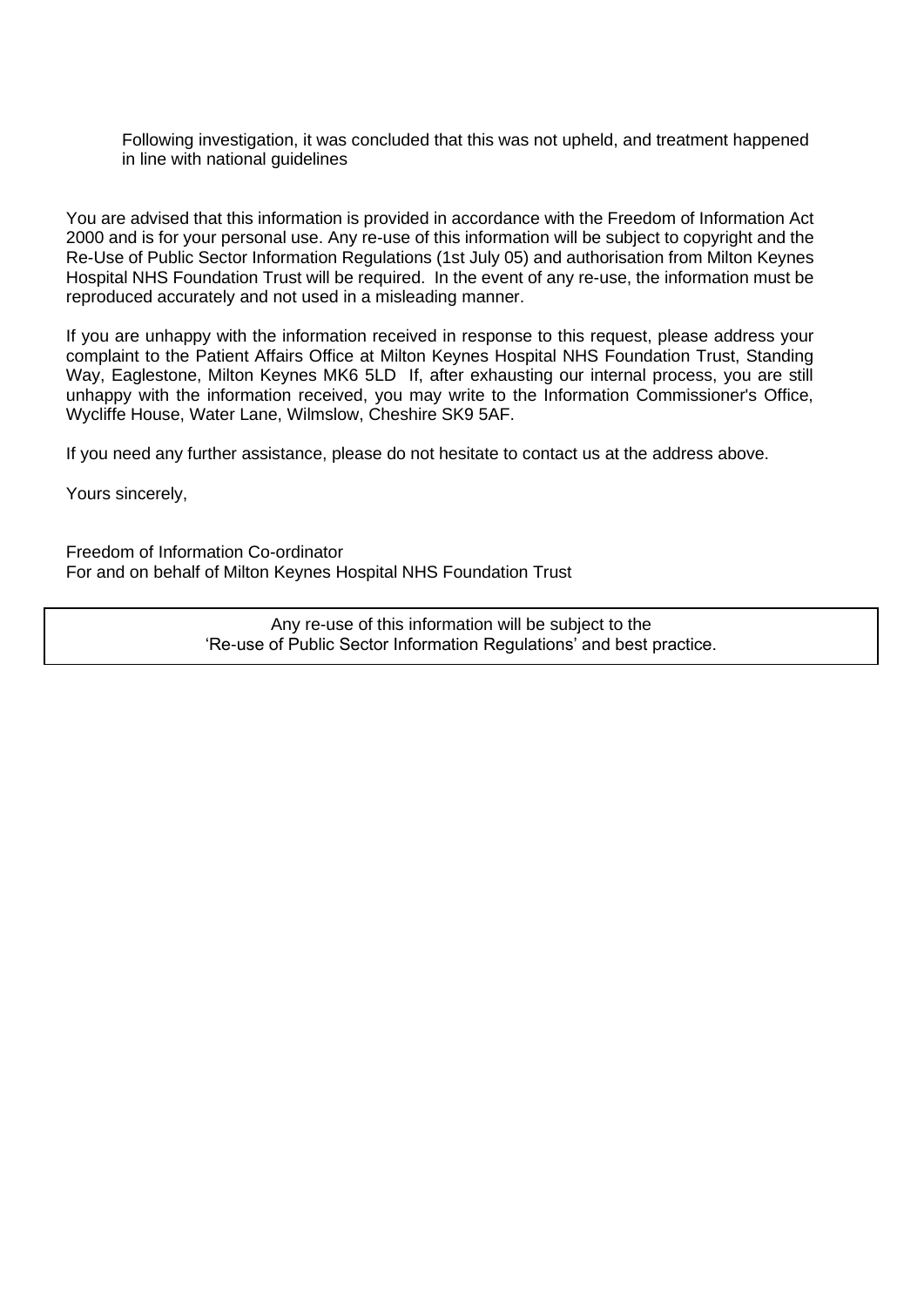Following investigation, it was concluded that this was not upheld, and treatment happened in line with national guidelines

You are advised that this information is provided in accordance with the Freedom of Information Act 2000 and is for your personal use. Any re-use of this information will be subject to copyright and the Re-Use of Public Sector Information Regulations (1st July 05) and authorisation from Milton Keynes Hospital NHS Foundation Trust will be required. In the event of any re-use, the information must be reproduced accurately and not used in a misleading manner.

If you are unhappy with the information received in response to this request, please address your complaint to the Patient Affairs Office at Milton Keynes Hospital NHS Foundation Trust, Standing Way, Eaglestone, Milton Keynes MK6 5LD If, after exhausting our internal process, you are still unhappy with the information received, you may write to the Information Commissioner's Office, Wycliffe House, Water Lane, Wilmslow, Cheshire SK9 5AF.

If you need any further assistance, please do not hesitate to contact us at the address above.

Yours sincerely,

Freedom of Information Co-ordinator
For and on behalf of Milton Keynes Hospital NHS Foundation Trust

Any re-use of this information will be subject to the 'Re-use of Public Sector Information Regulations' and best practice.